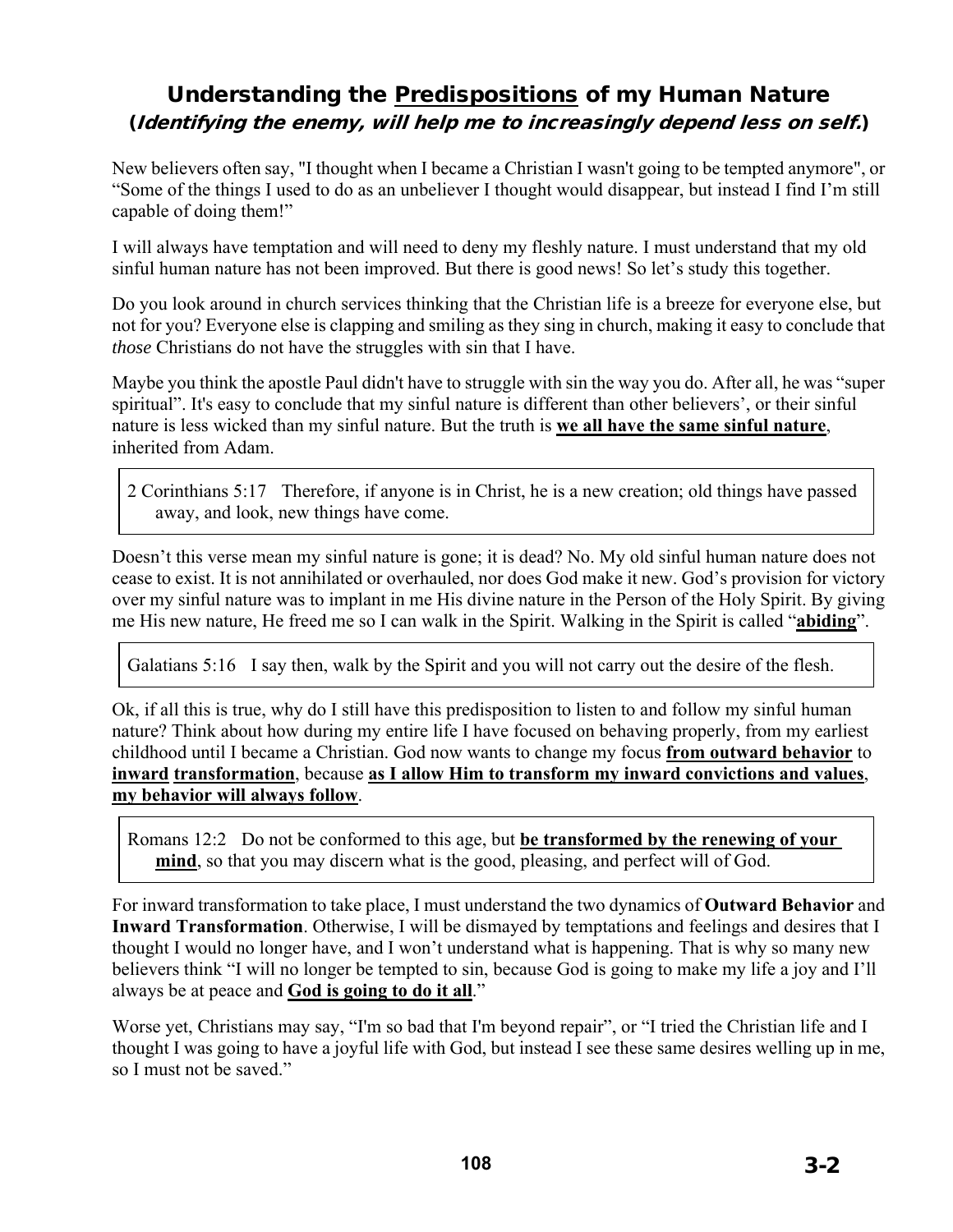# Understanding the Predispositions of my Human Nature

## (*Identifying the enemy, will help me to increasingly depend less on self.*)

New believers often say, "I thought when I became a Christian I wasn't going to be tempted anymore", or "Some of the things I used to do as an unbeliever I thought would disappear, but instead I find I'm still capable of doing them!"

I will always have temptation and will need to deny my fleshly nature. I must understand that my old sinful human nature has not been improved. But there is good news! So let's study this together.

Do you look around in church services thinking that the Christian life is a breeze for everyone else, but not for you? Everyone else is clapping and smiling as they sing in church, making it easy to conclude that *those* Christians do not have the struggles with sin that I have.

Maybe you think the apostle Paul didn't have to struggle with sin the way you do. After all, he was "super spiritual". It's easy to conclude that my sinful nature is different than other believers', or their sinful nature is less wicked than my sinful nature. But the truth is **we all have the same sinful nature**, inherited from Adam.

> 2 Corinthians 5:17 Therefore, if anyone is in Christ, he is a new creation; old things have passed away, and look, new things have come.

Doesn't this verse mean my sinful nature is gone; it is dead? No. My old sinful human nature does not cease to exist. It is not annihilated or overhauled, nor does God make it new. God's provision for victory over my sinful nature was to implant in me His divine nature in the Person of the Holy Spirit. By giving me His new nature, He freed me so I can walk in the Spirit. Walking in the Spirit is called "**abiding**".

> Galatians 5:16 I say then, walk by the Spirit and you will not carry out the desire of the flesh.

Ok, if all this is true, why do I still have this predisposition to listen to and follow my sinful human nature? Think about how during my entire life I have focused on behaving properly, from my earliest childhood until I became a Christian. God now wants to change my focus **from outward behavior** to **inward transformation**, because **as I allow Him to transform my inward convictions and values**, **my behavior will always follow**.

> Romans 12:2 Do not be conformed to this age, but **be transformed by the renewing of your mind**, so that you may discern what is the good, pleasing, and perfect will of God.

For inward transformation to take place, I must understand the two dynamics of **Outward Behavior** and **Inward Transformation**. Otherwise, I will be dismayed by temptations and feelings and desires that I thought I would no longer have, and I won't understand what is happening. That is why so many new believers think "I will no longer be tempted to sin, because God is going to make my life a joy and I'll always be at peace and **God is going to do it all**."

Worse yet, Christians may say, "I'm so bad that I'm beyond repair", or "I tried the Christian life and I thought I was going to have a joyful life with God, but instead I see these same desires welling up in me, so I must not be saved."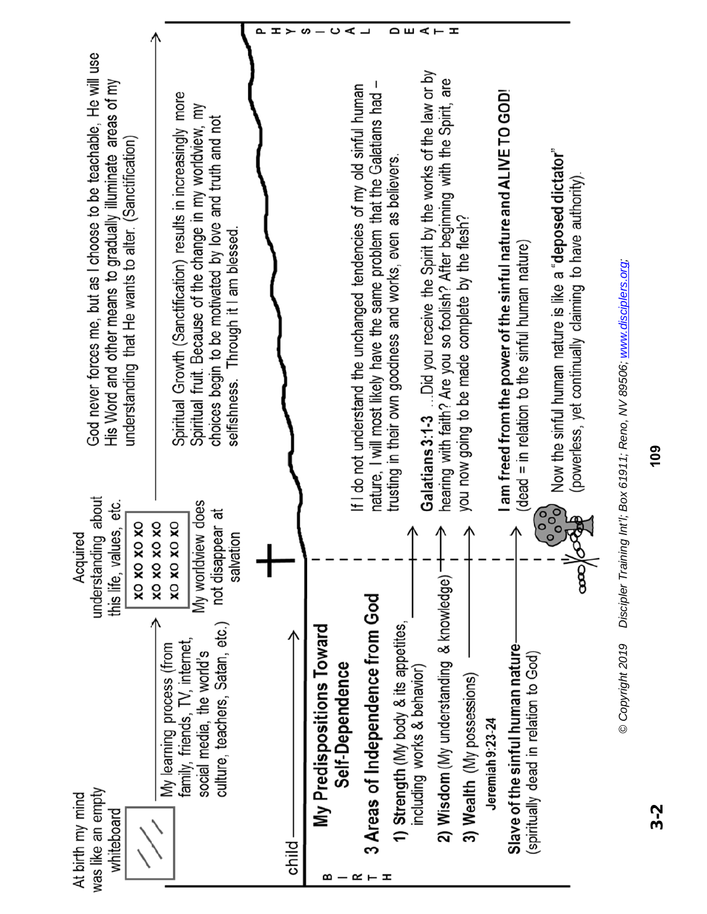At birth my mind was like an empty whiteboard

My learning process (from family, friends, TV, internet, social media, the world's culture, teachers, Satan, etc.)

Acquired understanding about this life, values, etc.

XO XO XO XO
XO XO XO XO
XO XO XO XO

My worldview does not disappear at salvation

God never forces me, but as I choose to be teachable, He will use His Word and other means to gradually illuminate areas of my understanding that He wants to alter. (Sanctification)

Spiritual Growth (Sanctification) results in increasingly more Spiritual fruit. Because of the change in my worldview, my choices begin to be motivated by love and truth and not selfishness. Through it I am blessed.

child

BIRTH

PHYSICAL DEATH

## My Predispositions Toward Self-Dependence

### 3 Areas of Independence from God

1) **Strength** (My body & its appetites, including works & behavior)

2) **Wisdom** (My understanding & knowledge)

3) **Wealth** (My possessions)

**Jeremiah 9:23-24**

**Slave of the sinful human nature** (spiritually dead in relation to God)

If I do not understand the unchanged tendencies of my old sinful human nature, I will most likely have the same problem that the Galatians had – trusting in their own goodness and works, even as believers.

**Galatians 3:1-3** …Did you receive the Spirit by the works of the law or by hearing with faith? Are you so foolish? After beginning with the Spirit, are you now going to be made complete by the flesh?

**I am freed from the power of the sinful nature and ALIVE TO GOD!** (dead = in relation to the sinful human nature)

Now the sinful human nature is like a "**deposed dictator**" (powerless, yet continually claiming to have authority).

3-2

© Copyright 2019 Discipler Training Int'l; Box 61911; Reno, NV 89506; www.disciplers.org;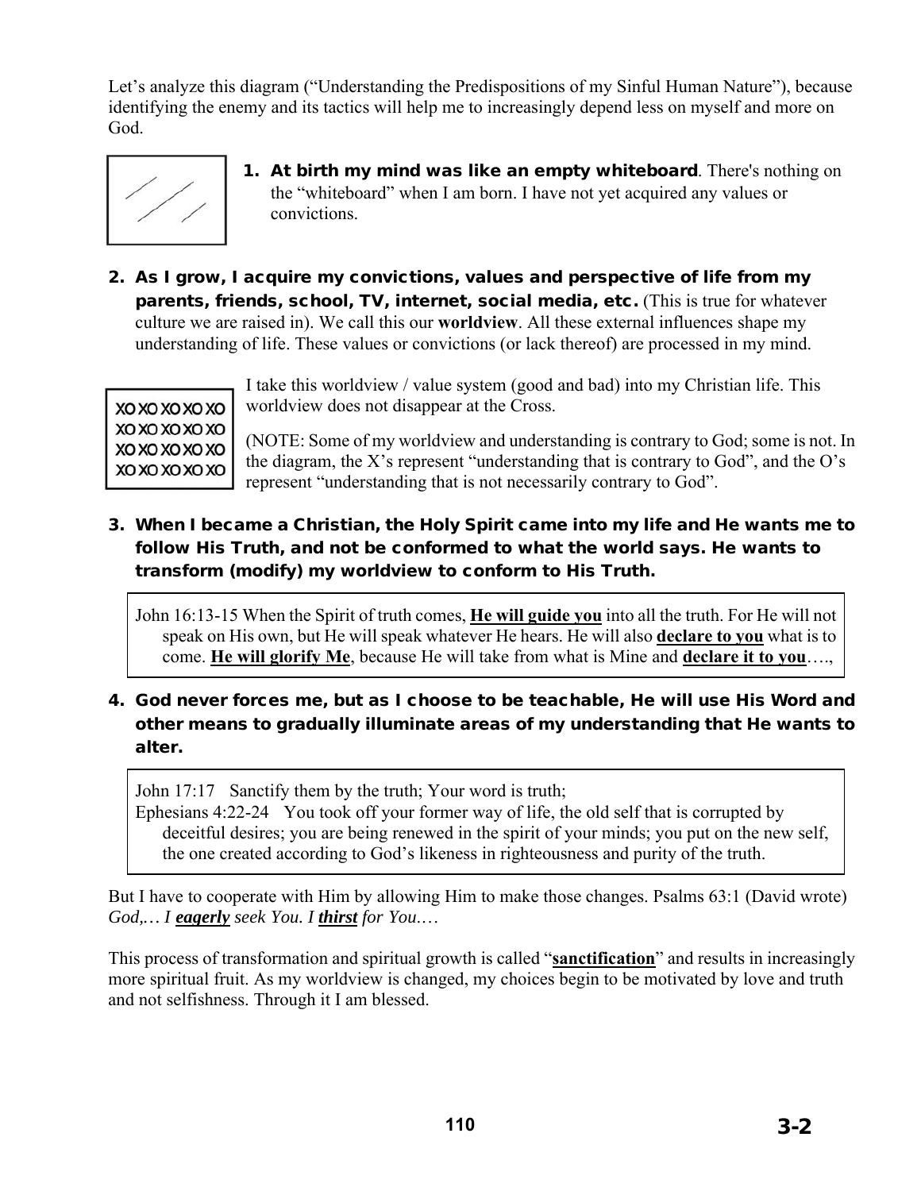Let's analyze this diagram ("Understanding the Predispositions of my Sinful Human Nature"), because identifying the enemy and its tactics will help me to increasingly depend less on myself and more on God.

1. **At birth my mind was like an empty whiteboard**. There's nothing on the "whiteboard" when I am born. I have not yet acquired any values or convictions.

2. **As I grow, I acquire my convictions, values and perspective of life from my parents, friends, school, TV, internet, social media, etc.** (This is true for whatever culture we are raised in). We call this our **worldview**. All these external influences shape my understanding of life. These values or convictions (or lack thereof) are processed in my mind.

XO XO XO XO XO
XO XO XO XO XO
XO XO XO XO XO
XO XO XO XO XO

I take this worldview / value system (good and bad) into my Christian life. This worldview does not disappear at the Cross.

(NOTE: Some of my worldview and understanding is contrary to God; some is not. In the diagram, the X's represent "understanding that is contrary to God", and the O's represent "understanding that is not necessarily contrary to God".

3. **When I became a Christian, the Holy Spirit came into my life and He wants me to follow His Truth, and not be conformed to what the world says. He wants to transform (modify) my worldview to conform to His Truth.**

> John 16:13-15 When the Spirit of truth comes, **He will guide you** into all the truth. For He will not speak on His own, but He will speak whatever He hears. He will also **declare to you** what is to come. **He will glorify Me**, because He will take from what is Mine and **declare it to you**….,

4. **God never forces me, but as I choose to be teachable, He will use His Word and other means to gradually illuminate areas of my understanding that He wants to alter.**

> John 17:17 Sanctify them by the truth; Your word is truth;
> Ephesians 4:22-24 You took off your former way of life, the old self that is corrupted by deceitful desires; you are being renewed in the spirit of your minds; you put on the new self, the one created according to God's likeness in righteousness and purity of the truth.

But I have to cooperate with Him by allowing Him to make those changes. Psalms 63:1 (David wrote) *God,… I **eagerly** seek You. I **thirst** for You.…*

This process of transformation and spiritual growth is called "**sanctification**" and results in increasingly more spiritual fruit. As my worldview is changed, my choices begin to be motivated by love and truth and not selfishness. Through it I am blessed.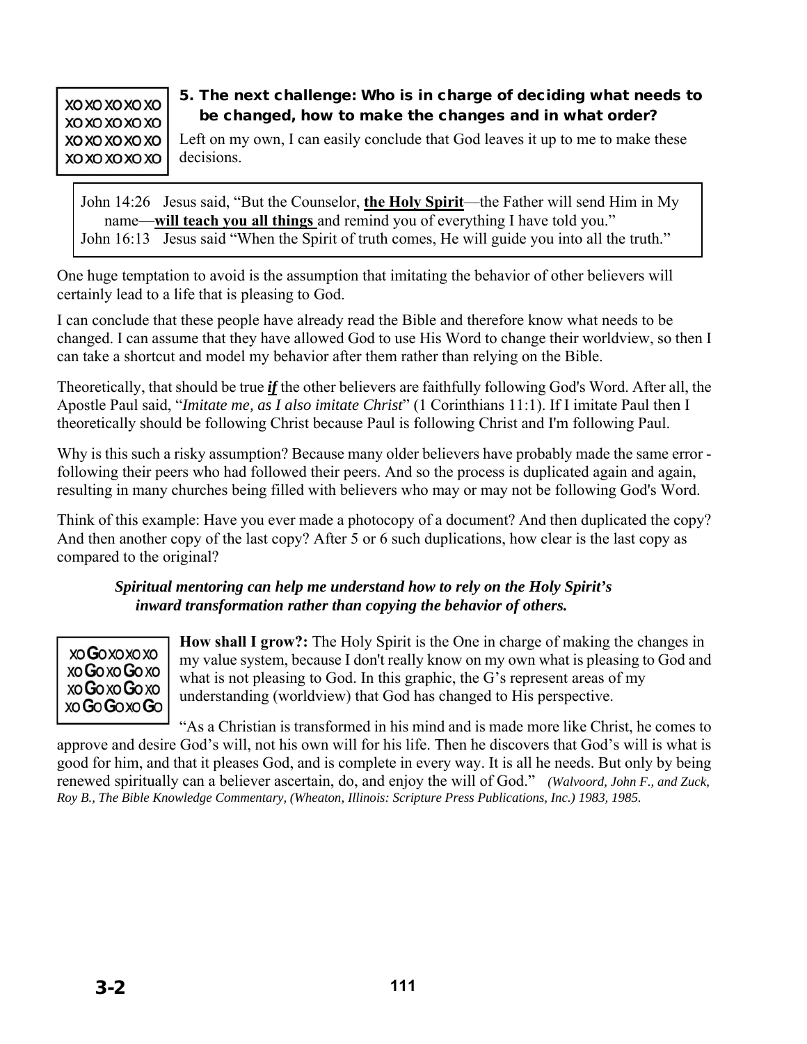XO XO XO XO XO
XO XO XO XO XO
XO XO XO XO XO
XO XO XO XO XO

### 5. The next challenge: Who is in charge of deciding what needs to be changed, how to make the changes and in what order?

Left on my own, I can easily conclude that God leaves it up to me to make these decisions.

> John 14:26 Jesus said, "But the Counselor, **the Holy Spirit**—the Father will send Him in My name—**will teach you all things** and remind you of everything I have told you."
> John 16:13 Jesus said "When the Spirit of truth comes, He will guide you into all the truth."

One huge temptation to avoid is the assumption that imitating the behavior of other believers will certainly lead to a life that is pleasing to God.

I can conclude that these people have already read the Bible and therefore know what needs to be changed. I can assume that they have allowed God to use His Word to change their worldview, so then I can take a shortcut and model my behavior after them rather than relying on the Bible.

Theoretically, that should be true ***if*** the other believers are faithfully following God's Word. After all, the Apostle Paul said, "*Imitate me, as I also imitate Christ*" (1 Corinthians 11:1). If I imitate Paul then I theoretically should be following Christ because Paul is following Christ and I'm following Paul.

Why is this such a risky assumption? Because many older believers have probably made the same error - following their peers who had followed their peers. And so the process is duplicated again and again, resulting in many churches being filled with believers who may or may not be following God's Word.

Think of this example: Have you ever made a photocopy of a document? And then duplicated the copy? And then another copy of the last copy? After 5 or 6 such duplications, how clear is the last copy as compared to the original?

***Spiritual mentoring can help me understand how to rely on the Holy Spirit's inward transformation rather than copying the behavior of others.***

XO GO XO XO XO
XO GO XO GO XO
XO GO XO GO XO
XO GO GO XO GO

**How shall I grow?:** The Holy Spirit is the One in charge of making the changes in my value system, because I don't really know on my own what is pleasing to God and what is not pleasing to God. In this graphic, the G's represent areas of my understanding (worldview) that God has changed to His perspective.

"As a Christian is transformed in his mind and is made more like Christ, he comes to approve and desire God's will, not his own will for his life. Then he discovers that God's will is what is good for him, and that it pleases God, and is complete in every way. It is all he needs. But only by being renewed spiritually can a believer ascertain, do, and enjoy the will of God." *(Walvoord, John F., and Zuck, Roy B., The Bible Knowledge Commentary, (Wheaton, Illinois: Scripture Press Publications, Inc.) 1983, 1985.*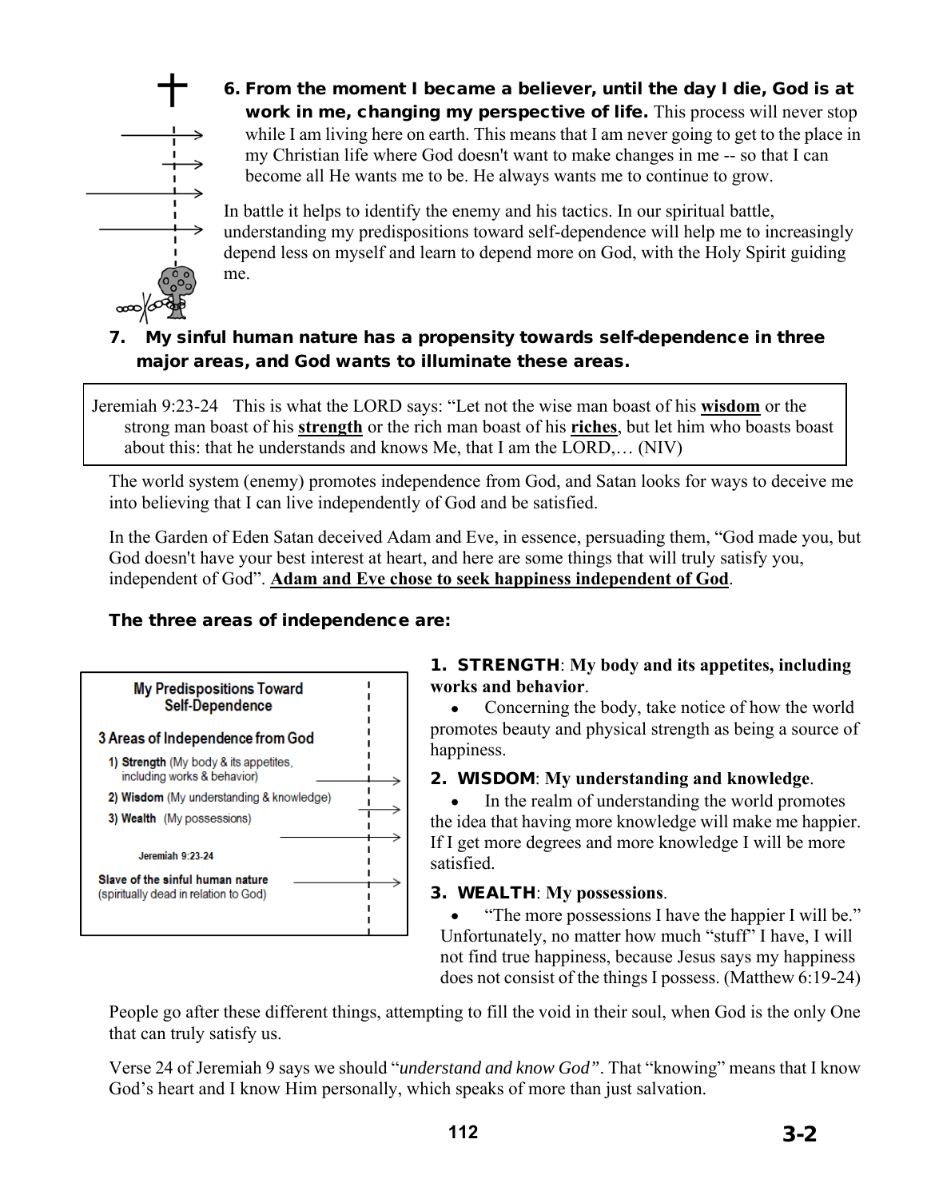**6. From the moment I became a believer, until the day I die, God is at work in me, changing my perspective of life.** This process will never stop while I am living here on earth. This means that I am never going to get to the place in my Christian life where God doesn't want to make changes in me -- so that I can become all He wants me to be. He always wants me to continue to grow.

In battle it helps to identify the enemy and his tactics. In our spiritual battle, understanding my predispositions toward self-dependence will help me to increasingly depend less on myself and learn to depend more on God, with the Holy Spirit guiding me.

**7. My sinful human nature has a propensity towards self-dependence in three major areas, and God wants to illuminate these areas.**

> Jeremiah 9:23-24 This is what the LORD says: "Let not the wise man boast of his **wisdom** or the strong man boast of his **strength** or the rich man boast of his **riches**, but let him who boasts boast about this: that he understands and knows Me, that I am the LORD,… (NIV)

The world system (enemy) promotes independence from God, and Satan looks for ways to deceive me into believing that I can live independently of God and be satisfied.

In the Garden of Eden Satan deceived Adam and Eve, in essence, persuading them, "God made you, but God doesn't have your best interest at heart, and here are some things that will truly satisfy you, independent of God". **Adam and Eve chose to seek happiness independent of God**.

**The three areas of independence are:**

> **My Predispositions Toward Self-Dependence**
>
> **3 Areas of Independence from God**
> 1) **Strength** (My body & its appetites, including works & behavior)
> 2) **Wisdom** (My understanding & knowledge)
> 3) **Wealth** (My possessions)
>
> Jeremiah 9:23-24
>
> **Slave of the sinful human nature** (spiritually dead in relation to God)

**1. STRENGTH: My body and its appetites, including works and behavior.**

- Concerning the body, take notice of how the world promotes beauty and physical strength as being a source of happiness.

**2. WISDOM: My understanding and knowledge.**

- In the realm of understanding the world promotes the idea that having more knowledge will make me happier. If I get more degrees and more knowledge I will be more satisfied.

**3. WEALTH: My possessions.**

- "The more possessions I have the happier I will be." Unfortunately, no matter how much "stuff" I have, I will not find true happiness, because Jesus says my happiness does not consist of the things I possess. (Matthew 6:19-24)

People go after these different things, attempting to fill the void in their soul, when God is the only One that can truly satisfy us.

Verse 24 of Jeremiah 9 says we should "*understand and know God*". That "knowing" means that I know God's heart and I know Him personally, which speaks of more than just salvation.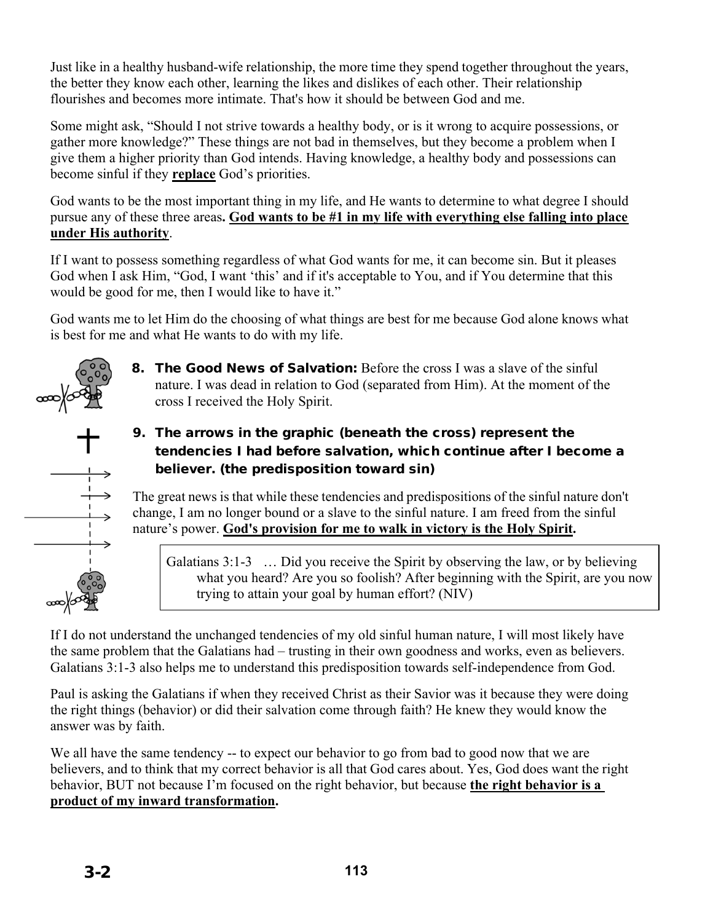Just like in a healthy husband-wife relationship, the more time they spend together throughout the years, the better they know each other, learning the likes and dislikes of each other. Their relationship flourishes and becomes more intimate. That's how it should be between God and me.

Some might ask, "Should I not strive towards a healthy body, or is it wrong to acquire possessions, or gather more knowledge?" These things are not bad in themselves, but they become a problem when I give them a higher priority than God intends. Having knowledge, a healthy body and possessions can become sinful if they **replace** God's priorities.

God wants to be the most important thing in my life, and He wants to determine to what degree I should pursue any of these three areas**. God wants to be #1 in my life with everything else falling into place under His authority**.

If I want to possess something regardless of what God wants for me, it can become sin. But it pleases God when I ask Him, "God, I want 'this' and if it's acceptable to You, and if You determine that this would be good for me, then I would like to have it."

God wants me to let Him do the choosing of what things are best for me because God alone knows what is best for me and what He wants to do with my life.

8. **The Good News of Salvation:** Before the cross I was a slave of the sinful nature. I was dead in relation to God (separated from Him). At the moment of the cross I received the Holy Spirit.

9. **The arrows in the graphic (beneath the cross) represent the tendencies I had before salvation, which continue after I become a believer. (the predisposition toward sin)**

The great news is that while these tendencies and predispositions of the sinful nature don't change, I am no longer bound or a slave to the sinful nature. I am freed from the sinful nature's power. **God's provision for me to walk in victory is the Holy Spirit.**

> Galatians 3:1-3 … Did you receive the Spirit by observing the law, or by believing what you heard? Are you so foolish? After beginning with the Spirit, are you now trying to attain your goal by human effort? (NIV)

If I do not understand the unchanged tendencies of my old sinful human nature, I will most likely have the same problem that the Galatians had – trusting in their own goodness and works, even as believers. Galatians 3:1-3 also helps me to understand this predisposition towards self-independence from God.

Paul is asking the Galatians if when they received Christ as their Savior was it because they were doing the right things (behavior) or did their salvation come through faith? He knew they would know the answer was by faith.

We all have the same tendency -- to expect our behavior to go from bad to good now that we are believers, and to think that my correct behavior is all that God cares about. Yes, God does want the right behavior, BUT not because I'm focused on the right behavior, but because **the right behavior is a product of my inward transformation.**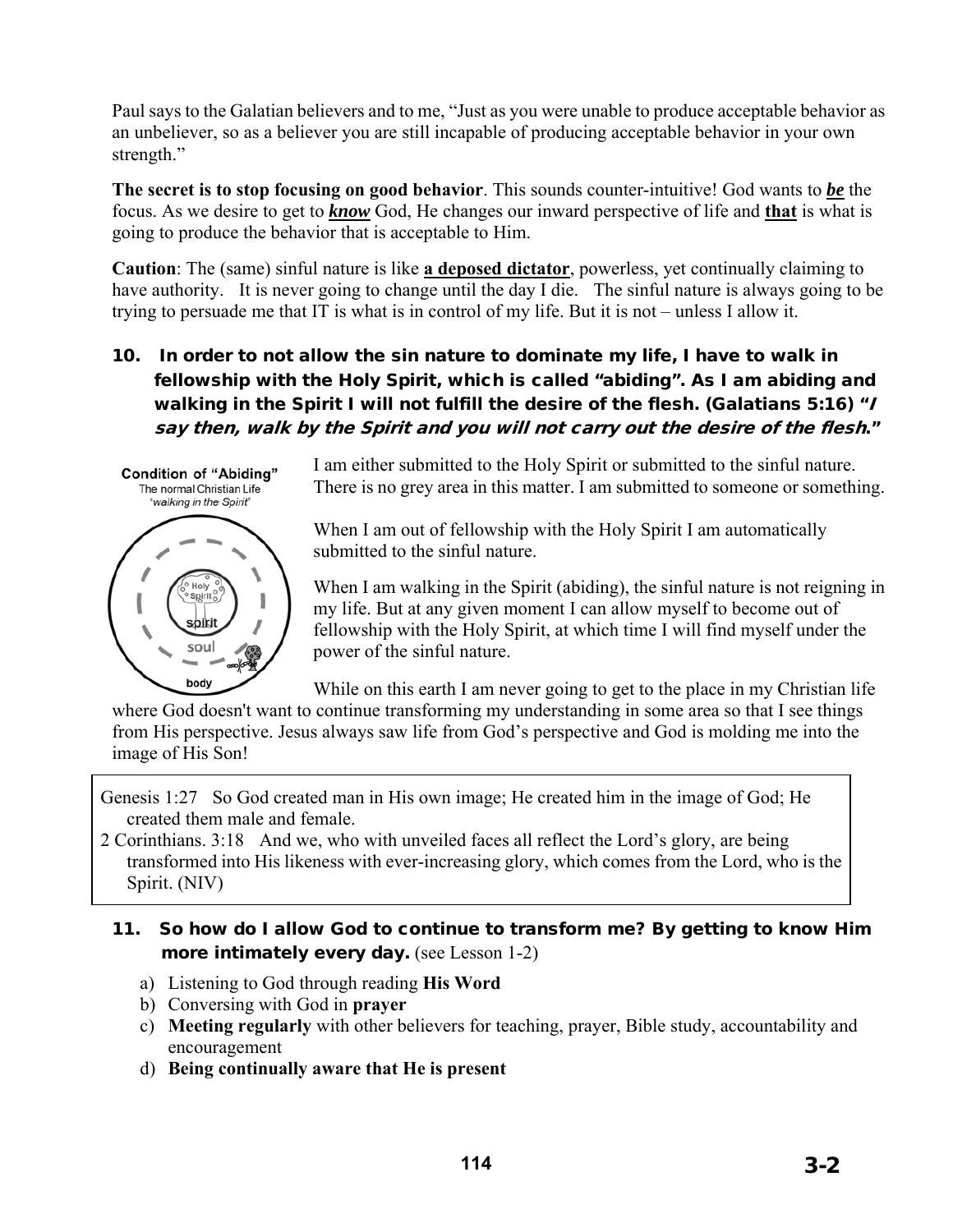Paul says to the Galatian believers and to me, "Just as you were unable to produce acceptable behavior as an unbeliever, so as a believer you are still incapable of producing acceptable behavior in your own strength."

**The secret is to stop focusing on good behavior**. This sounds counter-intuitive! God wants to ***be*** the focus. As we desire to get to ***know*** God, He changes our inward perspective of life and **that** is what is going to produce the behavior that is acceptable to Him.

**Caution**: The (same) sinful nature is like **a deposed dictator**, powerless, yet continually claiming to have authority. It is never going to change until the day I die. The sinful nature is always going to be trying to persuade me that IT is what is in control of my life. But it is not – unless I allow it.

### 10. In order to not allow the sin nature to dominate my life, I have to walk in fellowship with the Holy Spirit, which is called "abiding". As I am abiding and walking in the Spirit I will not fulfill the desire of the flesh. (Galatians 5:16) "*I say then, walk by the Spirit and you will not carry out the desire of the flesh*."

**Condition of "Abiding"**
The normal Christian Life
*'walking in the Spirit'*

Holy Spirit
spirit
soul
body

I am either submitted to the Holy Spirit or submitted to the sinful nature. There is no grey area in this matter. I am submitted to someone or something.

When I am out of fellowship with the Holy Spirit I am automatically submitted to the sinful nature.

When I am walking in the Spirit (abiding), the sinful nature is not reigning in my life. But at any given moment I can allow myself to become out of fellowship with the Holy Spirit, at which time I will find myself under the power of the sinful nature.

While on this earth I am never going to get to the place in my Christian life where God doesn't want to continue transforming my understanding in some area so that I see things from His perspective. Jesus always saw life from God's perspective and God is molding me into the image of His Son!

> Genesis 1:27 So God created man in His own image; He created him in the image of God; He created them male and female.
>
> 2 Corinthians. 3:18 And we, who with unveiled faces all reflect the Lord's glory, are being transformed into His likeness with ever-increasing glory, which comes from the Lord, who is the Spirit. (NIV)

### 11. So how do I allow God to continue to transform me? By getting to know Him more intimately every day. (see Lesson 1-2)

a) Listening to God through reading **His Word**
b) Conversing with God in **prayer**
c) **Meeting regularly** with other believers for teaching, prayer, Bible study, accountability and encouragement
d) **Being continually aware that He is present**